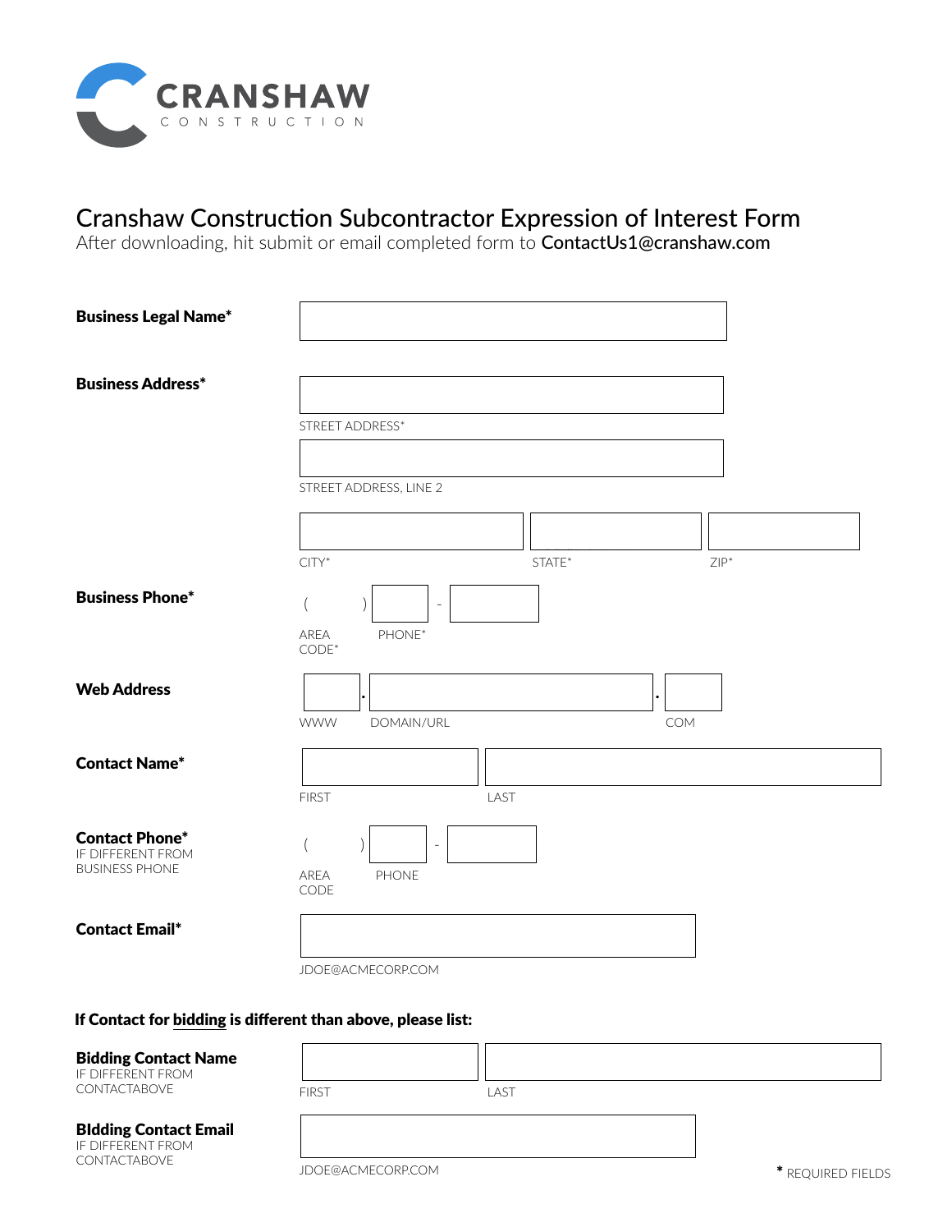CRANSHAW
CONSTRUCTION

# Cranshaw Construction Subcontractor Expression of Interest Form

After downloading, hit submit or email completed form to **ContactUs1@cranshaw.com**

**Business Legal Name***

**Business Address***

STREET ADDRESS*

STREET ADDRESS, LINE 2

CITY* STATE* ZIP*

**Business Phone***

( ) -

AREA CODE* PHONE*

**Web Address**

. .

WWW DOMAIN/URL COM

**Contact Name***

FIRST LAST

**Contact Phone***
IF DIFFERENT FROM BUSINESS PHONE

( ) -

AREA CODE PHONE

**Contact Email***

JDOE@ACMECORP.COM

**If Contact for bidding is different than above, please list:**

**Bidding Contact Name**
IF DIFFERENT FROM CONTACTABOVE

FIRST LAST

**BIdding Contact Email**
IF DIFFERENT FROM CONTACTABOVE

JDOE@ACMECORP.COM

* REQUIRED FIELDS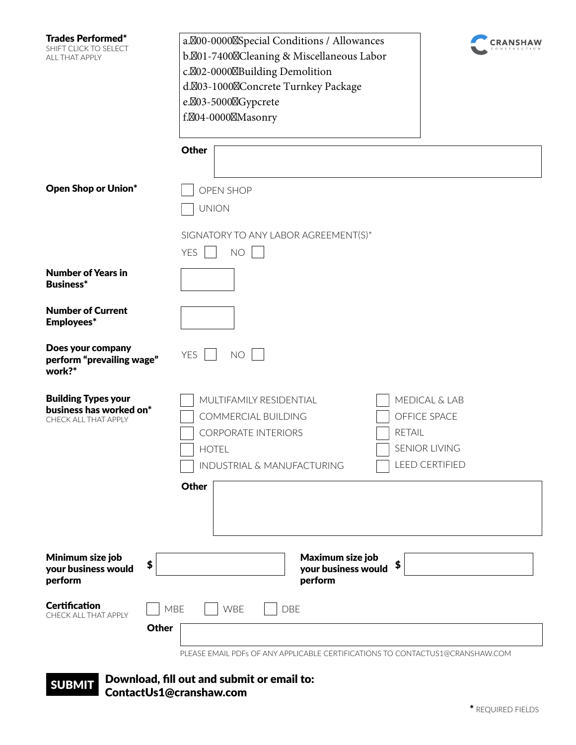**Trades Performed***
SHIFT CLICK TO SELECT ALL THAT APPLY

a. 00-0000 Special Conditions / Allowances
b. 01-7400 Cleaning & Miscellaneous Labor
c. 02-0000 Building Demolition
d. 03-1000 Concrete Turnkey Package
e. 03-5000 Gypcrete
f. 04-0000 Masonry

**Other**

**Open Shop or Union***

☐ OPEN SHOP
☐ UNION

SIGNATORY TO ANY LABOR AGREEMENT(S)*
YES ☐ NO ☐

**Number of Years in Business***

**Number of Current Employees***

**Does your company perform "prevailing wage" work?***
YES ☐ NO ☐

**Building Types your business has worked on***
CHECK ALL THAT APPLY

☐ MULTIFAMILY RESIDENTIAL
☐ COMMERCIAL BUILDING
☐ CORPORATE INTERIORS
☐ HOTEL
☐ INDUSTRIAL & MANUFACTURING
☐ MEDICAL & LAB
☐ OFFICE SPACE
☐ RETAIL
☐ SENIOR LIVING
☐ LEED CERTIFIED

**Other**

**Minimum size job your business would perform** $

**Maximum size job your business would perform** $

**Certification**
CHECK ALL THAT APPLY

☐ MBE ☐ WBE ☐ DBE

**Other**

PLEASE EMAIL PDFs OF ANY APPLICABLE CERTIFICATIONS TO CONTACTUS1@CRANSHAW.COM

**SUBMIT**

**Download, fill out and submit or email to: ContactUs1@cranshaw.com**

* REQUIRED FIELDS